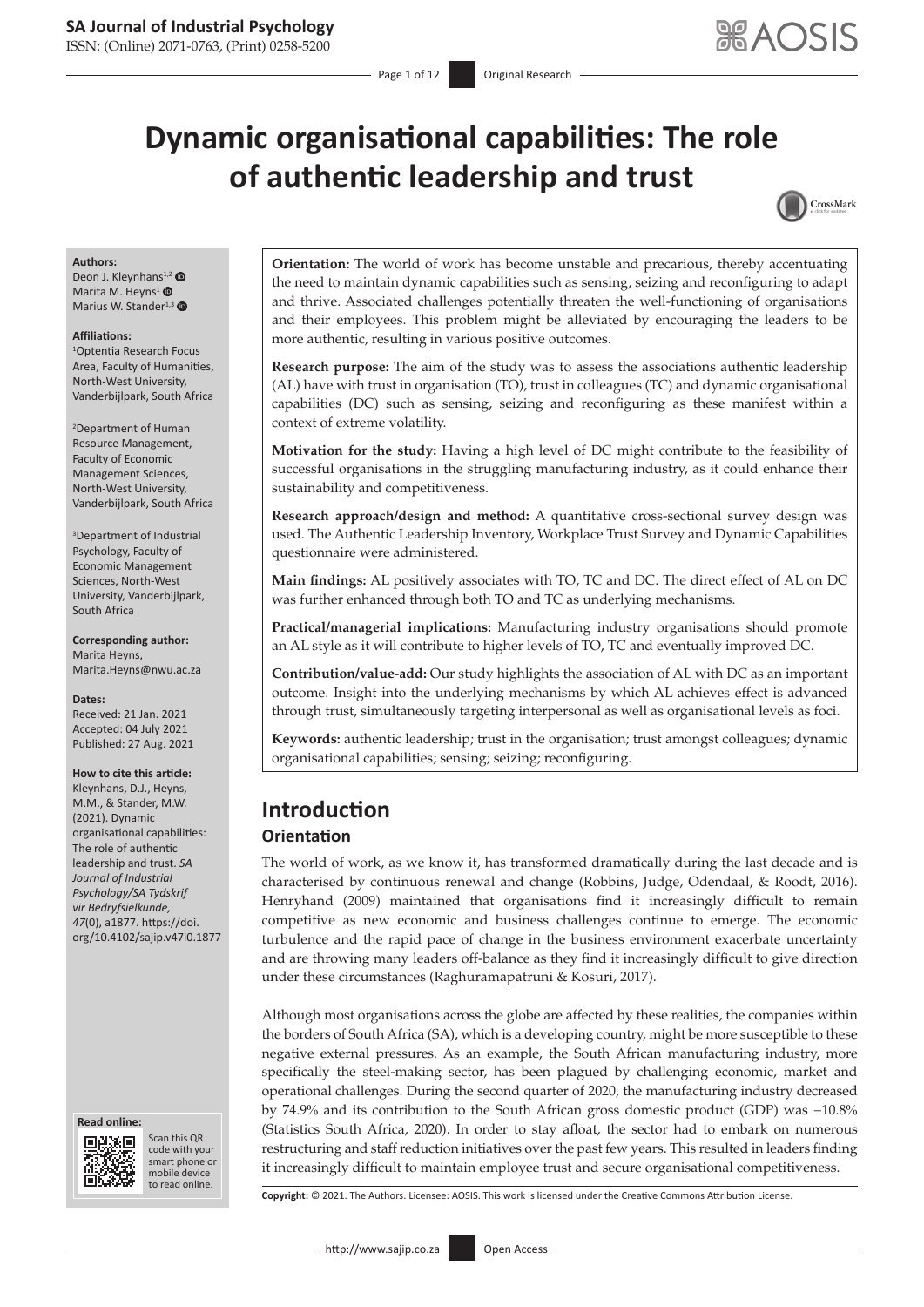# Dynamic organisational capabilities: The role of authentic leadership and trust

**Authors:**
Deon J. Kleynhans[1,2]
Marita M. Heyns[1]
Marius W. Stander[1,3]

**Affiliations:**
[1]Optentia Research Focus Area, Faculty of Humanities, North-West University, Vanderbijlpark, South Africa

[2]Department of Human Resource Management, Faculty of Economic Management Sciences, North-West University, Vanderbijlpark, South Africa

[3]Department of Industrial Psychology, Faculty of Economic Management Sciences, North-West University, Vanderbijlpark, South Africa

**Corresponding author:**
Marita Heyns,
Marita.Heyns@nwu.ac.za

**Dates:**
Received: 21 Jan. 2021
Accepted: 04 July 2021
Published: 27 Aug. 2021

**How to cite this article:**
Kleynhans, D.J., Heyns, M.M., & Stander, M.W. (2021). Dynamic organisational capabilities: The role of authentic leadership and trust. *SA Journal of Industrial Psychology/SA Tydskrif vir Bedryfsielkunde, 47*(0), a1877. https://doi.org/10.4102/sajip.v47i0.1877

**Read online:**
Scan this QR code with your smart phone or mobile device to read online.

**Orientation:** The world of work has become unstable and precarious, thereby accentuating the need to maintain dynamic capabilities such as sensing, seizing and reconfiguring to adapt and thrive. Associated challenges potentially threaten the well-functioning of organisations and their employees. This problem might be alleviated by encouraging the leaders to be more authentic, resulting in various positive outcomes.

**Research purpose:** The aim of the study was to assess the associations authentic leadership (AL) have with trust in organisation (TO), trust in colleagues (TC) and dynamic organisational capabilities (DC) such as sensing, seizing and reconfiguring as these manifest within a context of extreme volatility.

**Motivation for the study:** Having a high level of DC might contribute to the feasibility of successful organisations in the struggling manufacturing industry, as it could enhance their sustainability and competitiveness.

**Research approach/design and method:** A quantitative cross-sectional survey design was used. The Authentic Leadership Inventory, Workplace Trust Survey and Dynamic Capabilities questionnaire were administered.

**Main findings:** AL positively associates with TO, TC and DC. The direct effect of AL on DC was further enhanced through both TO and TC as underlying mechanisms.

**Practical/managerial implications:** Manufacturing industry organisations should promote an AL style as it will contribute to higher levels of TO, TC and eventually improved DC.

**Contribution/value-add:** Our study highlights the association of AL with DC as an important outcome. Insight into the underlying mechanisms by which AL achieves effect is advanced through trust, simultaneously targeting interpersonal as well as organisational levels as foci.

**Keywords:** authentic leadership; trust in the organisation; trust amongst colleagues; dynamic organisational capabilities; sensing; seizing; reconfiguring.

## Introduction

### Orientation

The world of work, as we know it, has transformed dramatically during the last decade and is characterised by continuous renewal and change (Robbins, Judge, Odendaal, & Roodt, 2016). Henryhand (2009) maintained that organisations find it increasingly difficult to remain competitive as new economic and business challenges continue to emerge. The economic turbulence and the rapid pace of change in the business environment exacerbate uncertainty and are throwing many leaders off-balance as they find it increasingly difficult to give direction under these circumstances (Raghuramapatruni & Kosuri, 2017).

Although most organisations across the globe are affected by these realities, the companies within the borders of South Africa (SA), which is a developing country, might be more susceptible to these negative external pressures. As an example, the South African manufacturing industry, more specifically the steel-making sector, has been plagued by challenging economic, market and operational challenges. During the second quarter of 2020, the manufacturing industry decreased by 74.9% and its contribution to the South African gross domestic product (GDP) was −10.8% (Statistics South Africa, 2020). In order to stay afloat, the sector had to embark on numerous restructuring and staff reduction initiatives over the past few years. This resulted in leaders finding it increasingly difficult to maintain employee trust and secure organisational competitiveness.

**Copyright:** © 2021. The Authors. Licensee: AOSIS. This work is licensed under the Creative Commons Attribution License.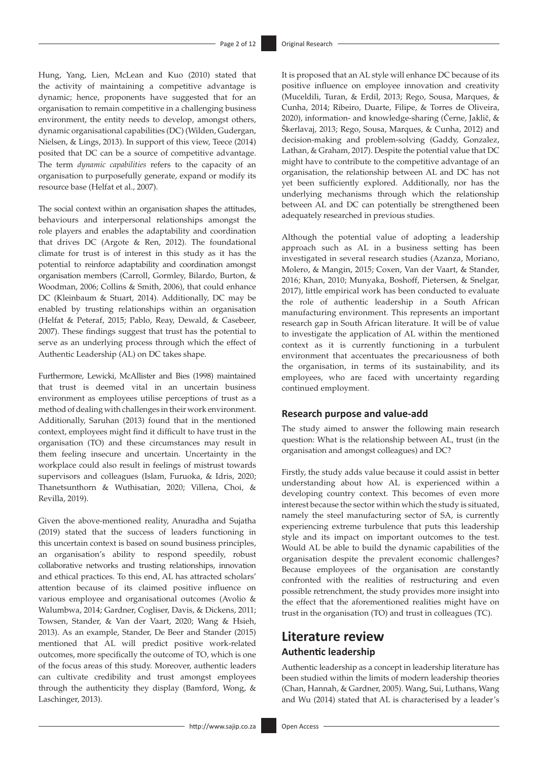Hung, Yang, Lien, McLean and Kuo (2010) stated that the activity of maintaining a competitive advantage is dynamic; hence, proponents have suggested that for an organisation to remain competitive in a challenging business environment, the entity needs to develop, amongst others, dynamic organisational capabilities (DC) (Wilden, Gudergan, Nielsen, & Lings, 2013). In support of this view, Teece (2014) posited that DC can be a source of competitive advantage. The term *dynamic capabilities* refers to the capacity of an organisation to purposefully generate, expand or modify its resource base (Helfat et al., 2007).

The social context within an organisation shapes the attitudes, behaviours and interpersonal relationships amongst the role players and enables the adaptability and coordination that drives DC (Argote & Ren, 2012). The foundational climate for trust is of interest in this study as it has the potential to reinforce adaptability and coordination amongst organisation members (Carroll, Gormley, Bilardo, Burton, & Woodman, 2006; Collins & Smith, 2006), that could enhance DC (Kleinbaum & Stuart, 2014). Additionally, DC may be enabled by trusting relationships within an organisation (Helfat & Peteraf, 2015; Pablo, Reay, Dewald, & Casebeer, 2007). These findings suggest that trust has the potential to serve as an underlying process through which the effect of Authentic Leadership (AL) on DC takes shape.

Furthermore, Lewicki, McAllister and Bies (1998) maintained that trust is deemed vital in an uncertain business environment as employees utilise perceptions of trust as a method of dealing with challenges in their work environment. Additionally, Saruhan (2013) found that in the mentioned context, employees might find it difficult to have trust in the organisation (TO) and these circumstances may result in them feeling insecure and uncertain. Uncertainty in the workplace could also result in feelings of mistrust towards supervisors and colleagues (Islam, Furuoka, & Idris, 2020; Thanetsunthorn & Wuthisatian, 2020; Villena, Choi, & Revilla, 2019).

Given the above-mentioned reality, Anuradha and Sujatha (2019) stated that the success of leaders functioning in this uncertain context is based on sound business principles, an organisation's ability to respond speedily, robust collaborative networks and trusting relationships, innovation and ethical practices. To this end, AL has attracted scholars' attention because of its claimed positive influence on various employee and organisational outcomes (Avolio & Walumbwa, 2014; Gardner, Cogliser, Davis, & Dickens, 2011; Towsen, Stander, & Van der Vaart, 2020; Wang & Hsieh, 2013). As an example, Stander, De Beer and Stander (2015) mentioned that AL will predict positive work-related outcomes, more specifically the outcome of TO, which is one of the focus areas of this study. Moreover, authentic leaders can cultivate credibility and trust amongst employees through the authenticity they display (Bamford, Wong, & Laschinger, 2013).

It is proposed that an AL style will enhance DC because of its positive influence on employee innovation and creativity (Muceldili, Turan, & Erdil, 2013; Rego, Sousa, Marques, & Cunha, 2014; Ribeiro, Duarte, Filipe, & Torres de Oliveira, 2020), information- and knowledge-sharing (Černe, Jaklič, & Škerlavaj, 2013; Rego, Sousa, Marques, & Cunha, 2012) and decision-making and problem-solving (Gaddy, Gonzalez, Lathan, & Graham, 2017). Despite the potential value that DC might have to contribute to the competitive advantage of an organisation, the relationship between AL and DC has not yet been sufficiently explored. Additionally, nor has the underlying mechanisms through which the relationship between AL and DC can potentially be strengthened been adequately researched in previous studies.

Although the potential value of adopting a leadership approach such as AL in a business setting has been investigated in several research studies (Azanza, Moriano, Molero, & Mangin, 2015; Coxen, Van der Vaart, & Stander, 2016; Khan, 2010; Munyaka, Boshoff, Pietersen, & Snelgar, 2017), little empirical work has been conducted to evaluate the role of authentic leadership in a South African manufacturing environment. This represents an important research gap in South African literature. It will be of value to investigate the application of AL within the mentioned context as it is currently functioning in a turbulent environment that accentuates the precariousness of both the organisation, in terms of its sustainability, and its employees, who are faced with uncertainty regarding continued employment.

### Research purpose and value-add

The study aimed to answer the following main research question: What is the relationship between AL, trust (in the organisation and amongst colleagues) and DC?

Firstly, the study adds value because it could assist in better understanding about how AL is experienced within a developing country context. This becomes of even more interest because the sector within which the study is situated, namely the steel manufacturing sector of SA, is currently experiencing extreme turbulence that puts this leadership style and its impact on important outcomes to the test. Would AL be able to build the dynamic capabilities of the organisation despite the prevalent economic challenges? Because employees of the organisation are constantly confronted with the realities of restructuring and even possible retrenchment, the study provides more insight into the effect that the aforementioned realities might have on trust in the organisation (TO) and trust in colleagues (TC).

## Literature review

### Authentic leadership

Authentic leadership as a concept in leadership literature has been studied within the limits of modern leadership theories (Chan, Hannah, & Gardner, 2005). Wang, Sui, Luthans, Wang and Wu (2014) stated that AL is characterised by a leader's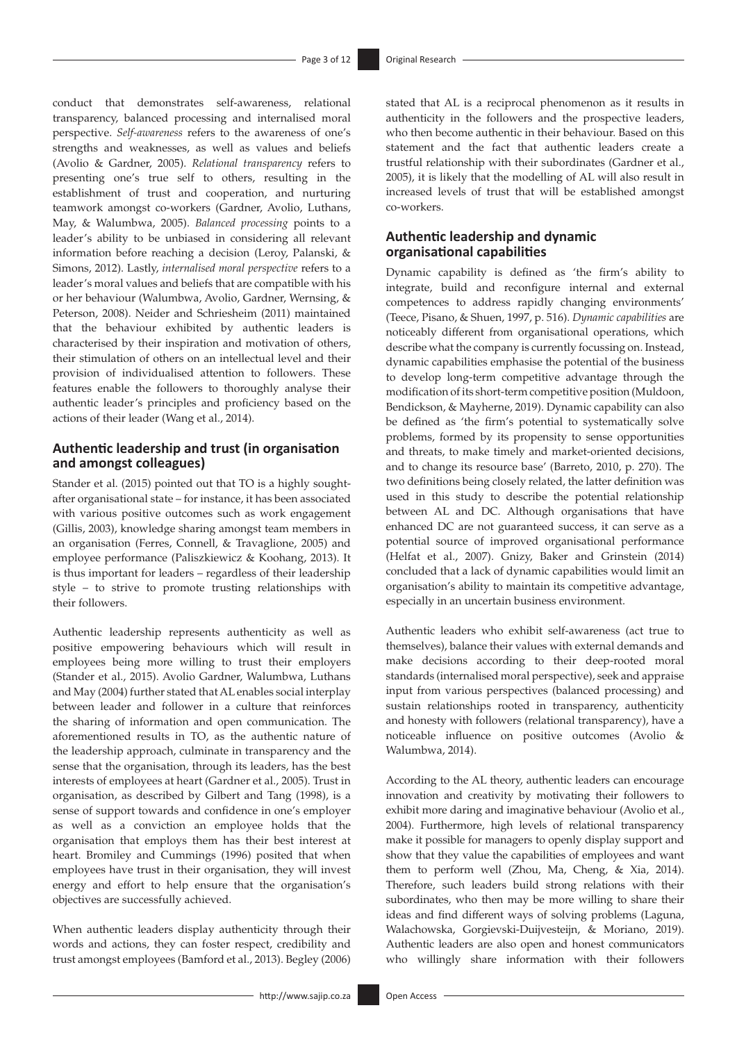conduct that demonstrates self-awareness, relational transparency, balanced processing and internalised moral perspective. *Self-awareness* refers to the awareness of one's strengths and weaknesses, as well as values and beliefs (Avolio & Gardner, 2005). *Relational transparency* refers to presenting one's true self to others, resulting in the establishment of trust and cooperation, and nurturing teamwork amongst co-workers (Gardner, Avolio, Luthans, May, & Walumbwa, 2005). *Balanced processing* points to a leader's ability to be unbiased in considering all relevant information before reaching a decision (Leroy, Palanski, & Simons, 2012). Lastly, *internalised moral perspective* refers to a leader's moral values and beliefs that are compatible with his or her behaviour (Walumbwa, Avolio, Gardner, Wernsing, & Peterson, 2008). Neider and Schriesheim (2011) maintained that the behaviour exhibited by authentic leaders is characterised by their inspiration and motivation of others, their stimulation of others on an intellectual level and their provision of individualised attention to followers. These features enable the followers to thoroughly analyse their authentic leader's principles and proficiency based on the actions of their leader (Wang et al., 2014).

## Authentic leadership and trust (in organisation and amongst colleagues)

Stander et al. (2015) pointed out that TO is a highly sought-after organisational state – for instance, it has been associated with various positive outcomes such as work engagement (Gillis, 2003), knowledge sharing amongst team members in an organisation (Ferres, Connell, & Travaglione, 2005) and employee performance (Paliszkiewicz & Koohang, 2013). It is thus important for leaders – regardless of their leadership style – to strive to promote trusting relationships with their followers.

Authentic leadership represents authenticity as well as positive empowering behaviours which will result in employees being more willing to trust their employers (Stander et al., 2015). Avolio Gardner, Walumbwa, Luthans and May (2004) further stated that AL enables social interplay between leader and follower in a culture that reinforces the sharing of information and open communication. The aforementioned results in TO, as the authentic nature of the leadership approach, culminate in transparency and the sense that the organisation, through its leaders, has the best interests of employees at heart (Gardner et al., 2005). Trust in organisation, as described by Gilbert and Tang (1998), is a sense of support towards and confidence in one's employer as well as a conviction an employee holds that the organisation that employs them has their best interest at heart. Bromiley and Cummings (1996) posited that when employees have trust in their organisation, they will invest energy and effort to help ensure that the organisation's objectives are successfully achieved.

When authentic leaders display authenticity through their words and actions, they can foster respect, credibility and trust amongst employees (Bamford et al., 2013). Begley (2006) stated that AL is a reciprocal phenomenon as it results in authenticity in the followers and the prospective leaders, who then become authentic in their behaviour. Based on this statement and the fact that authentic leaders create a trustful relationship with their subordinates (Gardner et al., 2005), it is likely that the modelling of AL will also result in increased levels of trust that will be established amongst co-workers.

## Authentic leadership and dynamic organisational capabilities

Dynamic capability is defined as 'the firm's ability to integrate, build and reconfigure internal and external competences to address rapidly changing environments' (Teece, Pisano, & Shuen, 1997, p. 516). *Dynamic capabilities* are noticeably different from organisational operations, which describe what the company is currently focussing on. Instead, dynamic capabilities emphasise the potential of the business to develop long-term competitive advantage through the modification of its short-term competitive position (Muldoon, Bendickson, & Mayherne, 2019). Dynamic capability can also be defined as 'the firm's potential to systematically solve problems, formed by its propensity to sense opportunities and threats, to make timely and market-oriented decisions, and to change its resource base' (Barreto, 2010, p. 270). The two definitions being closely related, the latter definition was used in this study to describe the potential relationship between AL and DC. Although organisations that have enhanced DC are not guaranteed success, it can serve as a potential source of improved organisational performance (Helfat et al., 2007). Gnizy, Baker and Grinstein (2014) concluded that a lack of dynamic capabilities would limit an organisation's ability to maintain its competitive advantage, especially in an uncertain business environment.

Authentic leaders who exhibit self-awareness (act true to themselves), balance their values with external demands and make decisions according to their deep-rooted moral standards (internalised moral perspective), seek and appraise input from various perspectives (balanced processing) and sustain relationships rooted in transparency, authenticity and honesty with followers (relational transparency), have a noticeable influence on positive outcomes (Avolio & Walumbwa, 2014).

According to the AL theory, authentic leaders can encourage innovation and creativity by motivating their followers to exhibit more daring and imaginative behaviour (Avolio et al., 2004). Furthermore, high levels of relational transparency make it possible for managers to openly display support and show that they value the capabilities of employees and want them to perform well (Zhou, Ma, Cheng, & Xia, 2014). Therefore, such leaders build strong relations with their subordinates, who then may be more willing to share their ideas and find different ways of solving problems (Laguna, Walachowska, Gorgievski-Duijvesteijn, & Moriano, 2019). Authentic leaders are also open and honest communicators who willingly share information with their followers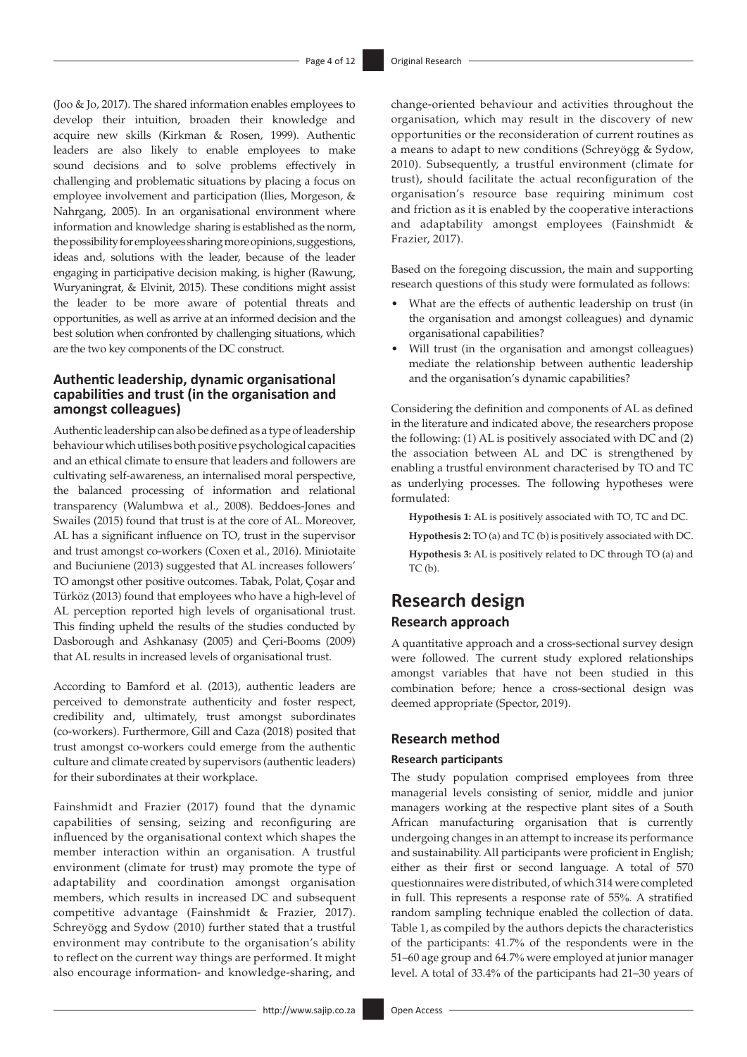(Joo & Jo, 2017). The shared information enables employees to develop their intuition, broaden their knowledge and acquire new skills (Kirkman & Rosen, 1999). Authentic leaders are also likely to enable employees to make sound decisions and to solve problems effectively in challenging and problematic situations by placing a focus on employee involvement and participation (Ilies, Morgeson, & Nahrgang, 2005). In an organisational environment where information and knowledge sharing is established as the norm, the possibility for employees sharing more opinions, suggestions, ideas and, solutions with the leader, because of the leader engaging in participative decision making, is higher (Rawung, Wuryaningrat, & Elvinit, 2015). These conditions might assist the leader to be more aware of potential threats and opportunities, as well as arrive at an informed decision and the best solution when confronted by challenging situations, which are the two key components of the DC construct.

### Authentic leadership, dynamic organisational capabilities and trust (in the organisation and amongst colleagues)

Authentic leadership can also be defined as a type of leadership behaviour which utilises both positive psychological capacities and an ethical climate to ensure that leaders and followers are cultivating self-awareness, an internalised moral perspective, the balanced processing of information and relational transparency (Walumbwa et al., 2008). Beddoes-Jones and Swailes (2015) found that trust is at the core of AL. Moreover, AL has a significant influence on TO, trust in the supervisor and trust amongst co-workers (Coxen et al., 2016). Miniotaite and Buciuniene (2013) suggested that AL increases followers' TO amongst other positive outcomes. Tabak, Polat, Çoşar and Türköz (2013) found that employees who have a high-level of AL perception reported high levels of organisational trust. This finding upheld the results of the studies conducted by Dasborough and Ashkanasy (2005) and Çeri-Booms (2009) that AL results in increased levels of organisational trust.

According to Bamford et al. (2013), authentic leaders are perceived to demonstrate authenticity and foster respect, credibility and, ultimately, trust amongst subordinates (co-workers). Furthermore, Gill and Caza (2018) posited that trust amongst co-workers could emerge from the authentic culture and climate created by supervisors (authentic leaders) for their subordinates at their workplace.

Fainshmidt and Frazier (2017) found that the dynamic capabilities of sensing, seizing and reconfiguring are influenced by the organisational context which shapes the member interaction within an organisation. A trustful environment (climate for trust) may promote the type of adaptability and coordination amongst organisation members, which results in increased DC and subsequent competitive advantage (Fainshmidt & Frazier, 2017). Schreyögg and Sydow (2010) further stated that a trustful environment may contribute to the organisation's ability to reflect on the current way things are performed. It might also encourage information- and knowledge-sharing, and change-oriented behaviour and activities throughout the organisation, which may result in the discovery of new opportunities or the reconsideration of current routines as a means to adapt to new conditions (Schreyögg & Sydow, 2010). Subsequently, a trustful environment (climate for trust), should facilitate the actual reconfiguration of the organisation's resource base requiring minimum cost and friction as it is enabled by the cooperative interactions and adaptability amongst employees (Fainshmidt & Frazier, 2017).

Based on the foregoing discussion, the main and supporting research questions of this study were formulated as follows:

- What are the effects of authentic leadership on trust (in the organisation and amongst colleagues) and dynamic organisational capabilities?
- Will trust (in the organisation and amongst colleagues) mediate the relationship between authentic leadership and the organisation's dynamic capabilities?

Considering the definition and components of AL as defined in the literature and indicated above, the researchers propose the following: (1) AL is positively associated with DC and (2) the association between AL and DC is strengthened by enabling a trustful environment characterised by TO and TC as underlying processes. The following hypotheses were formulated:

**Hypothesis 1:** AL is positively associated with TO, TC and DC.

**Hypothesis 2:** TO (a) and TC (b) is positively associated with DC.

**Hypothesis 3:** AL is positively related to DC through TO (a) and TC (b).

## Research design

### Research approach

A quantitative approach and a cross-sectional survey design were followed. The current study explored relationships amongst variables that have not been studied in this combination before; hence a cross-sectional design was deemed appropriate (Spector, 2019).

### Research method

#### Research participants

The study population comprised employees from three managerial levels consisting of senior, middle and junior managers working at the respective plant sites of a South African manufacturing organisation that is currently undergoing changes in an attempt to increase its performance and sustainability. All participants were proficient in English; either as their first or second language. A total of 570 questionnaires were distributed, of which 314 were completed in full. This represents a response rate of 55%. A stratified random sampling technique enabled the collection of data. Table 1, as compiled by the authors depicts the characteristics of the participants: 41.7% of the respondents were in the 51–60 age group and 64.7% were employed at junior manager level. A total of 33.4% of the participants had 21–30 years of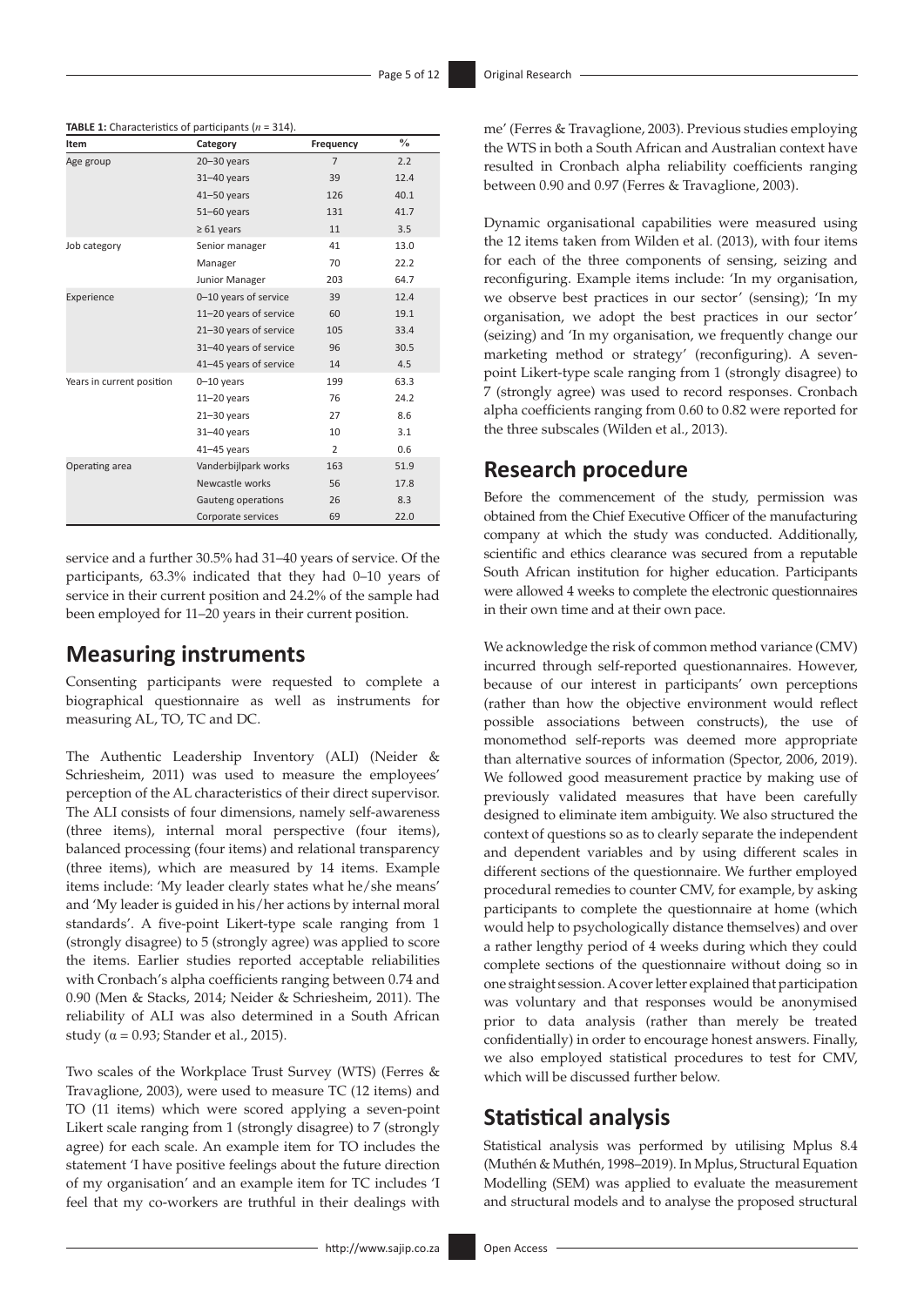**TABLE 1:** Characteristics of participants ($n$ = 314).

| Item | Category | Frequency | % |
|---|---|---|---|
| Age group | 20–30 years | 7 | 2.2 |
| | 31–40 years | 39 | 12.4 |
| | 41–50 years | 126 | 40.1 |
| | 51–60 years | 131 | 41.7 |
| | ≥ 61 years | 11 | 3.5 |
| Job category | Senior manager | 41 | 13.0 |
| | Manager | 70 | 22.2 |
| | Junior Manager | 203 | 64.7 |
| Experience | 0–10 years of service | 39 | 12.4 |
| | 11–20 years of service | 60 | 19.1 |
| | 21–30 years of service | 105 | 33.4 |
| | 31–40 years of service | 96 | 30.5 |
| | 41–45 years of service | 14 | 4.5 |
| Years in current position | 0–10 years | 199 | 63.3 |
| | 11–20 years | 76 | 24.2 |
| | 21–30 years | 27 | 8.6 |
| | 31–40 years | 10 | 3.1 |
| | 41–45 years | 2 | 0.6 |
| Operating area | Vanderbijlpark works | 163 | 51.9 |
| | Newcastle works | 56 | 17.8 |
| | Gauteng operations | 26 | 8.3 |
| | Corporate services | 69 | 22.0 |

service and a further 30.5% had 31–40 years of service. Of the participants, 63.3% indicated that they had 0–10 years of service in their current position and 24.2% of the sample had been employed for 11–20 years in their current position.

## Measuring instruments

Consenting participants were requested to complete a biographical questionnaire as well as instruments for measuring AL, TO, TC and DC.

The Authentic Leadership Inventory (ALI) (Neider & Schriesheim, 2011) was used to measure the employees' perception of the AL characteristics of their direct supervisor. The ALI consists of four dimensions, namely self-awareness (three items), internal moral perspective (four items), balanced processing (four items) and relational transparency (three items), which are measured by 14 items. Example items include: 'My leader clearly states what he/she means' and 'My leader is guided in his/her actions by internal moral standards'. A five-point Likert-type scale ranging from 1 (strongly disagree) to 5 (strongly agree) was applied to score the items. Earlier studies reported acceptable reliabilities with Cronbach's alpha coefficients ranging between 0.74 and 0.90 (Men & Stacks, 2014; Neider & Schriesheim, 2011). The reliability of ALI was also determined in a South African study ($\alpha = 0.93$; Stander et al., 2015).

Two scales of the Workplace Trust Survey (WTS) (Ferres & Travaglione, 2003), were used to measure TC (12 items) and TO (11 items) which were scored applying a seven-point Likert scale ranging from 1 (strongly disagree) to 7 (strongly agree) for each scale. An example item for TO includes the statement 'I have positive feelings about the future direction of my organisation' and an example item for TC includes 'I feel that my co-workers are truthful in their dealings with me' (Ferres & Travaglione, 2003). Previous studies employing the WTS in both a South African and Australian context have resulted in Cronbach alpha reliability coefficients ranging between 0.90 and 0.97 (Ferres & Travaglione, 2003).

Dynamic organisational capabilities were measured using the 12 items taken from Wilden et al. (2013), with four items for each of the three components of sensing, seizing and reconfiguring. Example items include: 'In my organisation, we observe best practices in our sector' (sensing); 'In my organisation, we adopt the best practices in our sector' (seizing) and 'In my organisation, we frequently change our marketing method or strategy' (reconfiguring). A seven-point Likert-type scale ranging from 1 (strongly disagree) to 7 (strongly agree) was used to record responses. Cronbach alpha coefficients ranging from 0.60 to 0.82 were reported for the three subscales (Wilden et al., 2013).

## Research procedure

Before the commencement of the study, permission was obtained from the Chief Executive Officer of the manufacturing company at which the study was conducted. Additionally, scientific and ethics clearance was secured from a reputable South African institution for higher education. Participants were allowed 4 weeks to complete the electronic questionnaires in their own time and at their own pace.

We acknowledge the risk of common method variance (CMV) incurred through self-reported questionnaires. However, because of our interest in participants' own perceptions (rather than how the objective environment would reflect possible associations between constructs), the use of monomethod self-reports was deemed more appropriate than alternative sources of information (Spector, 2006, 2019). We followed good measurement practice by making use of previously validated measures that have been carefully designed to eliminate item ambiguity. We also structured the context of questions so as to clearly separate the independent and dependent variables and by using different scales in different sections of the questionnaire. We further employed procedural remedies to counter CMV, for example, by asking participants to complete the questionnaire at home (which would help to psychologically distance themselves) and over a rather lengthy period of 4 weeks during which they could complete sections of the questionnaire without doing so in one straight session. A cover letter explained that participation was voluntary and that responses would be anonymised prior to data analysis (rather than merely be treated confidentially) in order to encourage honest answers. Finally, we also employed statistical procedures to test for CMV, which will be discussed further below.

## Statistical analysis

Statistical analysis was performed by utilising Mplus 8.4 (Muthén & Muthén, 1998–2019). In Mplus, Structural Equation Modelling (SEM) was applied to evaluate the measurement and structural models and to analyse the proposed structural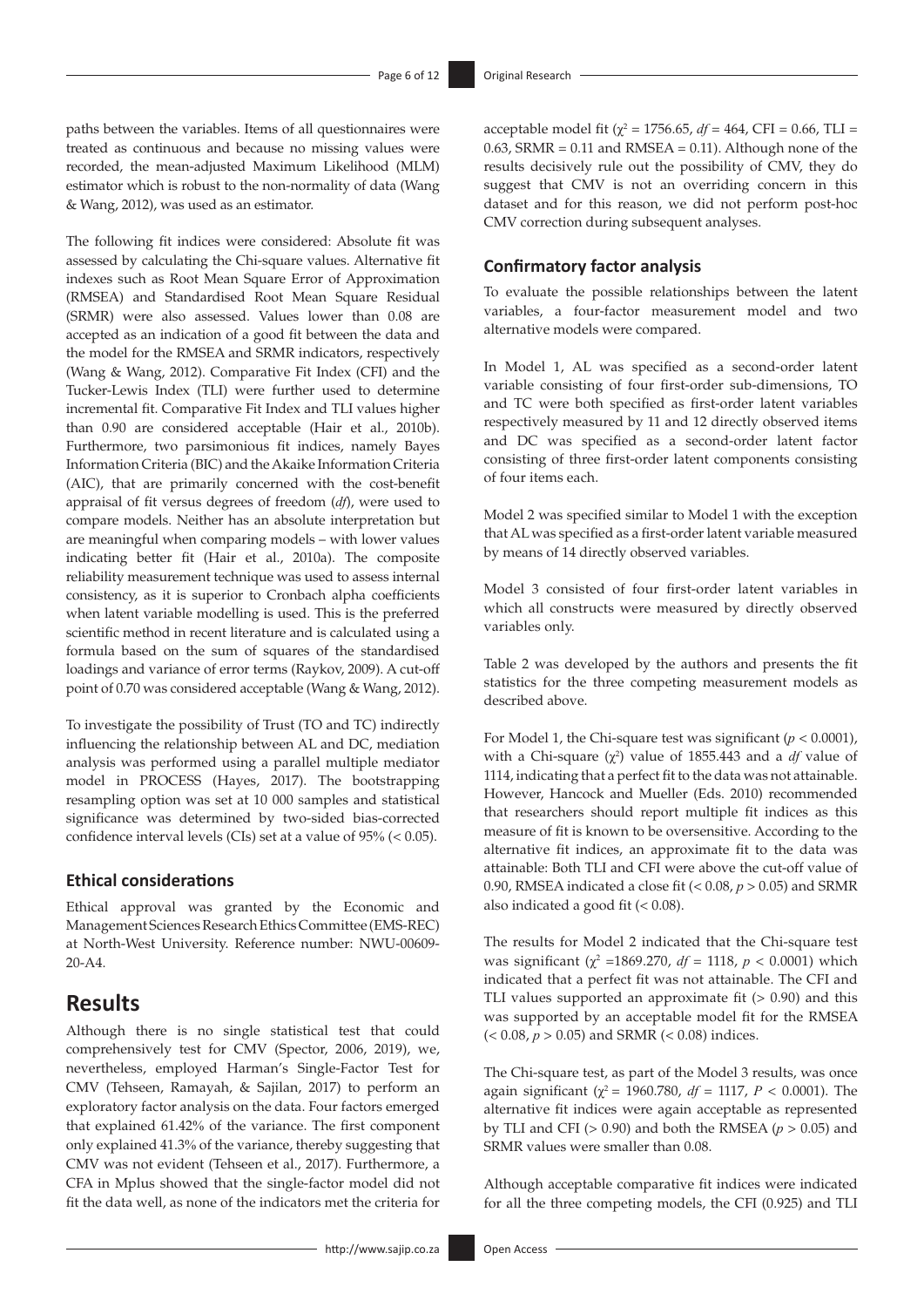paths between the variables. Items of all questionnaires were treated as continuous and because no missing values were recorded, the mean-adjusted Maximum Likelihood (MLM) estimator which is robust to the non-normality of data (Wang & Wang, 2012), was used as an estimator.

The following fit indices were considered: Absolute fit was assessed by calculating the Chi-square values. Alternative fit indexes such as Root Mean Square Error of Approximation (RMSEA) and Standardised Root Mean Square Residual (SRMR) were also assessed. Values lower than 0.08 are accepted as an indication of a good fit between the data and the model for the RMSEA and SRMR indicators, respectively (Wang & Wang, 2012). Comparative Fit Index (CFI) and the Tucker-Lewis Index (TLI) were further used to determine incremental fit. Comparative Fit Index and TLI values higher than 0.90 are considered acceptable (Hair et al., 2010b). Furthermore, two parsimonious fit indices, namely Bayes Information Criteria (BIC) and the Akaike Information Criteria (AIC), that are primarily concerned with the cost-benefit appraisal of fit versus degrees of freedom (*df*), were used to compare models. Neither has an absolute interpretation but are meaningful when comparing models – with lower values indicating better fit (Hair et al., 2010a). The composite reliability measurement technique was used to assess internal consistency, as it is superior to Cronbach alpha coefficients when latent variable modelling is used. This is the preferred scientific method in recent literature and is calculated using a formula based on the sum of squares of the standardised loadings and variance of error terms (Raykov, 2009). A cut-off point of 0.70 was considered acceptable (Wang & Wang, 2012).

To investigate the possibility of Trust (TO and TC) indirectly influencing the relationship between AL and DC, mediation analysis was performed using a parallel multiple mediator model in PROCESS (Hayes, 2017). The bootstrapping resampling option was set at 10 000 samples and statistical significance was determined by two-sided bias-corrected confidence interval levels (CIs) set at a value of 95% (< 0.05).

### Ethical considerations

Ethical approval was granted by the Economic and Management Sciences Research Ethics Committee (EMS-REC) at North-West University. Reference number: NWU-00609-20-A4.

## Results

Although there is no single statistical test that could comprehensively test for CMV (Spector, 2006, 2019), we, nevertheless, employed Harman's Single-Factor Test for CMV (Tehseen, Ramayah, & Sajilan, 2017) to perform an exploratory factor analysis on the data. Four factors emerged that explained 61.42% of the variance. The first component only explained 41.3% of the variance, thereby suggesting that CMV was not evident (Tehseen et al., 2017). Furthermore, a CFA in Mplus showed that the single-factor model did not fit the data well, as none of the indicators met the criteria for acceptable model fit ($\chi^2$ = 1756.65, *df* = 464, CFI = 0.66, TLI = 0.63, SRMR = 0.11 and RMSEA = 0.11). Although none of the results decisively rule out the possibility of CMV, they do suggest that CMV is not an overriding concern in this dataset and for this reason, we did not perform post-hoc CMV correction during subsequent analyses.

### Confirmatory factor analysis

To evaluate the possible relationships between the latent variables, a four-factor measurement model and two alternative models were compared.

In Model 1, AL was specified as a second-order latent variable consisting of four first-order sub-dimensions, TO and TC were both specified as first-order latent variables respectively measured by 11 and 12 directly observed items and DC was specified as a second-order latent factor consisting of three first-order latent components consisting of four items each.

Model 2 was specified similar to Model 1 with the exception that AL was specified as a first-order latent variable measured by means of 14 directly observed variables.

Model 3 consisted of four first-order latent variables in which all constructs were measured by directly observed variables only.

Table 2 was developed by the authors and presents the fit statistics for the three competing measurement models as described above.

For Model 1, the Chi-square test was significant ($p$ < 0.0001), with a Chi-square ($\chi^2$) value of 1855.443 and a *df* value of 1114, indicating that a perfect fit to the data was not attainable. However, Hancock and Mueller (Eds. 2010) recommended that researchers should report multiple fit indices as this measure of fit is known to be oversensitive. According to the alternative fit indices, an approximate fit to the data was attainable: Both TLI and CFI were above the cut-off value of 0.90, RMSEA indicated a close fit (< 0.08, $p$ > 0.05) and SRMR also indicated a good fit (< 0.08).

The results for Model 2 indicated that the Chi-square test was significant ($\chi^2$ =1869.270, *df* = 1118, $p$ < 0.0001) which indicated that a perfect fit was not attainable. The CFI and TLI values supported an approximate fit (> 0.90) and this was supported by an acceptable model fit for the RMSEA (< 0.08, $p$ > 0.05) and SRMR (< 0.08) indices.

The Chi-square test, as part of the Model 3 results, was once again significant ($\chi^2$ = 1960.780, *df* = 1117, $P$ < 0.0001). The alternative fit indices were again acceptable as represented by TLI and CFI (> 0.90) and both the RMSEA ($p$ > 0.05) and SRMR values were smaller than 0.08.

Although acceptable comparative fit indices were indicated for all the three competing models, the CFI (0.925) and TLI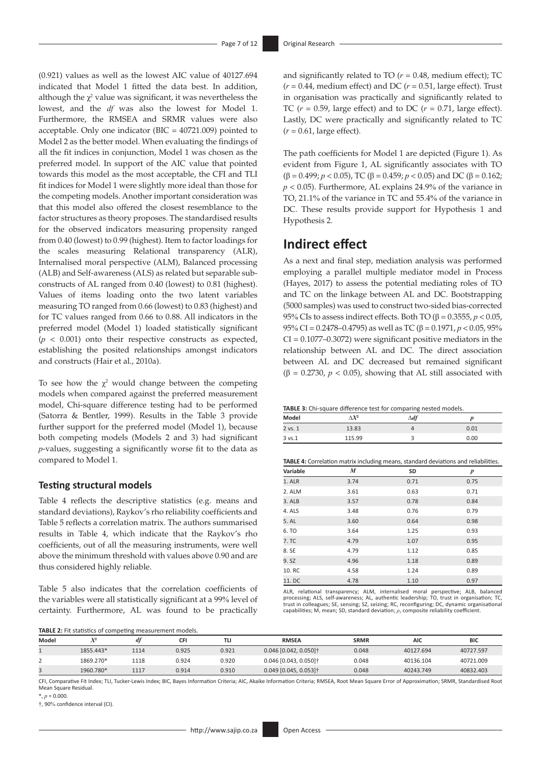(0.921) values as well as the lowest AIC value of 40127.694 indicated that Model 1 fitted the data best. In addition, although the $\chi^2$ value was significant, it was nevertheless the lowest, and the *df* was also the lowest for Model 1. Furthermore, the RMSEA and SRMR values were also acceptable. Only one indicator (BIC = 40721.009) pointed to Model 2 as the better model. When evaluating the findings of all the fit indices in conjunction, Model 1 was chosen as the preferred model. In support of the AIC value that pointed towards this model as the most acceptable, the CFI and TLI fit indices for Model 1 were slightly more ideal than those for the competing models. Another important consideration was that this model also offered the closest resemblance to the factor structures as theory proposes. The standardised results for the observed indicators measuring propensity ranged from 0.40 (lowest) to 0.99 (highest). Item to factor loadings for the scales measuring Relational transparency (ALR), Internalised moral perspective (ALM), Balanced processing (ALB) and Self-awareness (ALS) as related but separable sub-constructs of AL ranged from 0.40 (lowest) to 0.81 (highest). Values of items loading onto the two latent variables measuring TO ranged from 0.66 (lowest) to 0.83 (highest) and for TC values ranged from 0.66 to 0.88. All indicators in the preferred model (Model 1) loaded statistically significant ($p < 0.001$) onto their respective constructs as expected, establishing the posited relationships amongst indicators and constructs (Hair et al., 2010a).

To see how the $\chi^2$ would change between the competing models when compared against the preferred measurement model, Chi-square difference testing had to be performed (Satorra & Bentler, 1999). Results in the Table 3 provide further support for the preferred model (Model 1), because both competing models (Models 2 and 3) had significant *p*-values, suggesting a significantly worse fit to the data as compared to Model 1.

### Testing structural models

Table 4 reflects the descriptive statistics (e.g. means and standard deviations), Raykov's rho reliability coefficients and Table 5 reflects a correlation matrix. The authors summarised results in Table 4, which indicate that the Raykov's rho coefficients, out of all the measuring instruments, were well above the minimum threshold with values above 0.90 and are thus considered highly reliable.

Table 5 also indicates that the correlation coefficients of the variables were all statistically significant at a 99% level of certainty. Furthermore, AL was found to be practically and significantly related to TO ($r = 0.48$, medium effect); TC ($r = 0.44$, medium effect) and DC ($r = 0.51$, large effect). Trust in organisation was practically and significantly related to TC ($r = 0.59$, large effect) and to DC ($r = 0.71$, large effect). Lastly, DC were practically and significantly related to TC ($r = 0.61$, large effect).

The path coefficients for Model 1 are depicted (Figure 1). As evident from Figure 1, AL significantly associates with TO ($\beta = 0.499$; $p < 0.05$), TC ($\beta = 0.459$; $p < 0.05$) and DC ($\beta = 0.162$; $p < 0.05$). Furthermore, AL explains 24.9% of the variance in TO, 21.1% of the variance in TC and 55.4% of the variance in DC. These results provide support for Hypothesis 1 and Hypothesis 2.

## Indirect effect

As a next and final step, mediation analysis was performed employing a parallel multiple mediator model in Process (Hayes, 2017) to assess the potential mediating roles of TO and TC on the linkage between AL and DC. Bootstrapping (5000 samples) was used to construct two-sided bias-corrected 95% CIs to assess indirect effects. Both TO ($\beta = 0.3555$, $p < 0.05$, 95% CI = 0.2478–0.4795) as well as TC ($\beta = 0.1971$, $p < 0.05$, 95% CI = 0.1077–0.3072) were significant positive mediators in the relationship between AL and DC. The direct association between AL and DC decreased but remained significant ($\beta = 0.2730$, $p < 0.05$), showing that AL still associated with

**TABLE 3:** Chi-square difference test for comparing nested models.

| Model | $\Delta X^2$ | $\Delta df$ | *p* |
|---|---|---|---|
| 2 vs. 1 | 13.83 | 4 | 0.01 |
| 3 vs.1 | 115.99 | 3 | 0.00 |

**TABLE 4:** Correlation matrix including means, standard deviations and reliabilities.

| Variable | *M* | SD | $\rho$ |
|---|---|---|---|
| 1. ALR | 3.74 | 0.71 | 0.75 |
| 2. ALM | 3.61 | 0.63 | 0.71 |
| 3. ALB | 3.57 | 0.78 | 0.84 |
| 4. ALS | 3.48 | 0.76 | 0.79 |
| 5. AL | 3.60 | 0.64 | 0.98 |
| 6. TO | 3.64 | 1.25 | 0.93 |
| 7. TC | 4.79 | 1.07 | 0.95 |
| 8. SE | 4.79 | 1.12 | 0.85 |
| 9. SZ | 4.96 | 1.18 | 0.89 |
| 10. RC | 4.58 | 1.24 | 0.89 |
| 11. DC | 4.78 | 1.10 | 0.97 |

ALR, relational transparency; ALM, internalised moral perspective; ALB, balanced processing; ALS, self-awareness; AL, authentic leadership; TO, trust in organisation; TC, trust in colleagues; SE, sensing; SZ, seizing; RC, reconfiguring; DC, dynamic organisational capabilities; M, mean; SD, standard deviation; $\rho$, composite reliability coefficient.

**TABLE 2:** Fit statistics of competing measurement models.

| Model | $X^2$ | *df* | CFI | TLI | RMSEA | SRMR | AIC | BIC |
|---|---|---|---|---|---|---|---|---|
| 1 | 1855.443* | 1114 | 0.925 | 0.921 | 0.046 [0.042, 0.050]† | 0.048 | 40127.694 | 40727.597 |
| 2 | 1869.270* | 1118 | 0.924 | 0.920 | 0.046 [0.043, 0.050]† | 0.048 | 40136.104 | 40721.009 |
| 3 | 1960.780* | 1117 | 0.914 | 0.910 | 0.049 [0.045, 0.053]† | 0.048 | 40243.749 | 40832.403 |

CFI, Comparative Fit Index; TLI, Tucker-Lewis Index; BIC, Bayes Information Criteria; AIC, Akaike Information Criteria; RMSEA, Root Mean Square Error of Approximation; SRMR, Standardised Root Mean Square Residual.

*, $p = 0.000$.

†, 90% confidence interval (CI).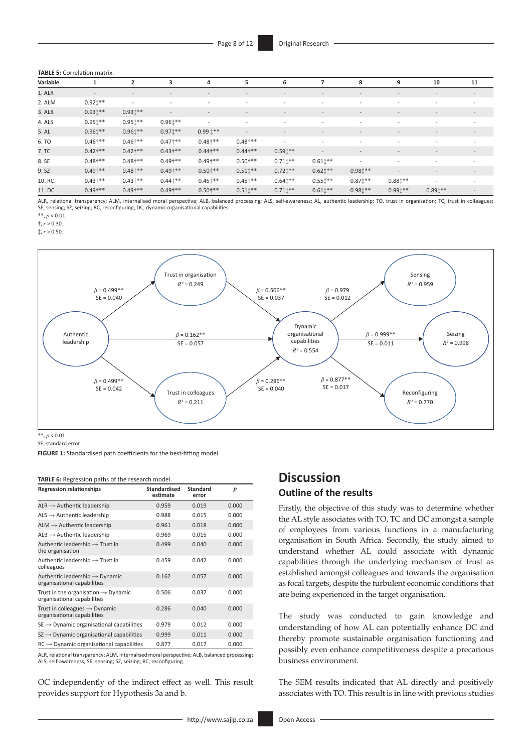**TABLE 5:** Correlation matrix.

| Variable | 1 | 2 | 3 | 4 | 5 | 6 | 7 | 8 | 9 | 10 | 11 |
|---|---|---|---|---|---|---|---|---|---|---|---|
| 1. ALR | - | - | - | - | - | - | - | - | - | - | - |
| 2. ALM | 0.92‡** | - | - | - | - | - | - | - | - | - | - |
| 3. ALB | 0.93‡** | 0.93‡** | - | - | - | - | - | - | - | - | - |
| 4. ALS | 0.95‡** | 0.95‡** | 0.96‡** | - | - | - | - | - | - | - | - |
| 5. AL | 0.96‡** | 0.96‡** | 0.97‡** | 0.99 ‡** | - | - | - | - | - | - | - |
| 6. TO | 0.46†** | 0.46†** | 0.47†** | 0.48†** | 0.48†** | - | - | - | - | - | - |
| 7. TC | 0.42†** | 0.42†** | 0.43†** | 0.44†** | 0.44†** | 0.59‡** | - | - | - | - | - |
| 8. SE | 0.48†** | 0.48†** | 0.49†** | 0.49†** | 0.50†** | 0.71‡** | 0.61‡** | - | - | - | - |
| 9. SZ | 0.49†** | 0.48†** | 0.49†** | 0.50†** | 0.51‡** | 0.72‡** | 0.62‡** | 0.98‡** | - | - | - |
| 10. RC | 0.43†** | 0.43†** | 0.44†** | 0.45†** | 0.45†** | 0.64‡** | 0.55‡** | 0.87‡** | 0.88‡** | - | - |
| 11. DC | 0.49†** | 0.49†** | 0.49†** | 0.50†** | 0.51‡** | 0.71‡** | 0.61‡** | 0.98‡** | 0.99‡** | 0.89‡** | - |

ALR, relational transparency; ALM, internalised moral perspective; ALB, balanced processing; ALS, self-awareness; AL, authentic leadership; TO, trust in organisation; TC, trust in colleagues; SE, sensing; SZ, seizing; RC, reconfiguring; DC, dynamic organisational capabilities.

**, $p < 0.01$.

†, $r > 0.30$.

‡, $r > 0.50$.

**, $p < 0.01$.

SE, standard error.

**FIGURE 1:** Standardised path coefficients for the best-fitting model.

**TABLE 6:** Regression paths of the research model.

| Regression relationships | Standardised estimate | Standard error | *p* |
|---|---|---|---|
| ALR → Authentic leadership | 0.959 | 0.019 | 0.000 |
| ALS → Authentic leadership | 0.988 | 0.015 | 0.000 |
| ALM → Authentic leadership | 0.961 | 0.018 | 0.000 |
| ALB → Authentic leadership | 0.969 | 0.015 | 0.000 |
| Authentic leadership → Trust in the organisation | 0.499 | 0.040 | 0.000 |
| Authentic leadership → Trust in colleagues | 0.459 | 0.042 | 0.000 |
| Authentic leadership → Dynamic organisational capabilities | 0.162 | 0.057 | 0.000 |
| Trust in the organisation → Dynamic organisational capabilities | 0.506 | 0.037 | 0.000 |
| Trust in colleagues → Dynamic organisational capabilities | 0.286 | 0.040 | 0.000 |
| SE → Dynamic organisational capabilities | 0.979 | 0.012 | 0.000 |
| SZ → Dynamic organisational capabilities | 0.999 | 0.011 | 0.000 |
| RC → Dynamic organisational capabilities | 0.877 | 0.017 | 0.000 |

ALR, relational transparency; ALM, internalised moral perspective; ALB, balanced processing; ALS, self-awareness; SE, sensing; SZ, seizing; RC, reconfiguring.

OC independently of the indirect effect as well. This result provides support for Hypothesis 3a and b.

## Discussion

### Outline of the results

Firstly, the objective of this study was to determine whether the AL style associates with TO, TC and DC amongst a sample of employees from various functions in a manufacturing organisation in South Africa. Secondly, the study aimed to understand whether AL could associate with dynamic capabilities through the underlying mechanism of trust as established amongst colleagues and towards the organisation as focal targets, despite the turbulent economic conditions that are being experienced in the target organisation.

The study was conducted to gain knowledge and understanding of how AL can potentially enhance DC and thereby promote sustainable organisation functioning and possibly even enhance competitiveness despite a precarious business environment.

The SEM results indicated that AL directly and positively associates with TO. This result is in line with previous studies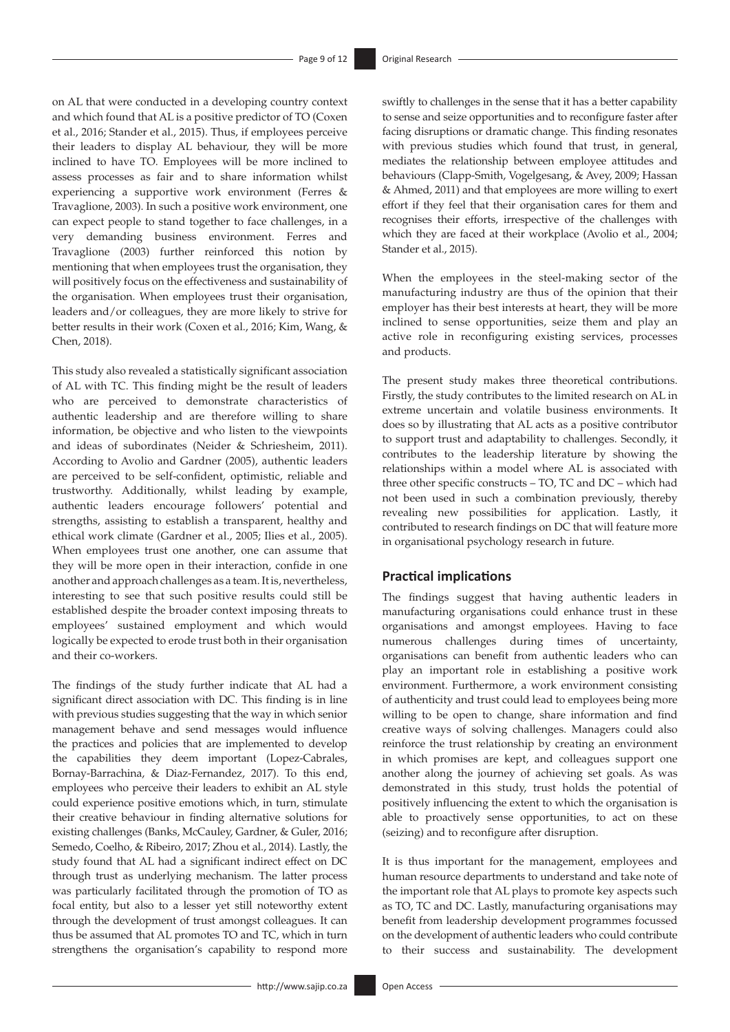on AL that were conducted in a developing country context and which found that AL is a positive predictor of TO (Coxen et al., 2016; Stander et al., 2015). Thus, if employees perceive their leaders to display AL behaviour, they will be more inclined to have TO. Employees will be more inclined to assess processes as fair and to share information whilst experiencing a supportive work environment (Ferres & Travaglione, 2003). In such a positive work environment, one can expect people to stand together to face challenges, in a very demanding business environment. Ferres and Travaglione (2003) further reinforced this notion by mentioning that when employees trust the organisation, they will positively focus on the effectiveness and sustainability of the organisation. When employees trust their organisation, leaders and/or colleagues, they are more likely to strive for better results in their work (Coxen et al., 2016; Kim, Wang, & Chen, 2018).

This study also revealed a statistically significant association of AL with TC. This finding might be the result of leaders who are perceived to demonstrate characteristics of authentic leadership and are therefore willing to share information, be objective and who listen to the viewpoints and ideas of subordinates (Neider & Schriesheim, 2011). According to Avolio and Gardner (2005), authentic leaders are perceived to be self-confident, optimistic, reliable and trustworthy. Additionally, whilst leading by example, authentic leaders encourage followers' potential and strengths, assisting to establish a transparent, healthy and ethical work climate (Gardner et al., 2005; Ilies et al., 2005). When employees trust one another, one can assume that they will be more open in their interaction, confide in one another and approach challenges as a team. It is, nevertheless, interesting to see that such positive results could still be established despite the broader context imposing threats to employees' sustained employment and which would logically be expected to erode trust both in their organisation and their co-workers.

The findings of the study further indicate that AL had a significant direct association with DC. This finding is in line with previous studies suggesting that the way in which senior management behave and send messages would influence the practices and policies that are implemented to develop the capabilities they deem important (Lopez-Cabrales, Bornay-Barrachina, & Diaz-Fernandez, 2017). To this end, employees who perceive their leaders to exhibit an AL style could experience positive emotions which, in turn, stimulate their creative behaviour in finding alternative solutions for existing challenges (Banks, McCauley, Gardner, & Guler, 2016; Semedo, Coelho, & Ribeiro, 2017; Zhou et al., 2014). Lastly, the study found that AL had a significant indirect effect on DC through trust as underlying mechanism. The latter process was particularly facilitated through the promotion of TO as focal entity, but also to a lesser yet still noteworthy extent through the development of trust amongst colleagues. It can thus be assumed that AL promotes TO and TC, which in turn strengthens the organisation's capability to respond more swiftly to challenges in the sense that it has a better capability to sense and seize opportunities and to reconfigure faster after facing disruptions or dramatic change. This finding resonates with previous studies which found that trust, in general, mediates the relationship between employee attitudes and behaviours (Clapp-Smith, Vogelgesang, & Avey, 2009; Hassan & Ahmed, 2011) and that employees are more willing to exert effort if they feel that their organisation cares for them and recognises their efforts, irrespective of the challenges with which they are faced at their workplace (Avolio et al., 2004; Stander et al., 2015).

When the employees in the steel-making sector of the manufacturing industry are thus of the opinion that their employer has their best interests at heart, they will be more inclined to sense opportunities, seize them and play an active role in reconfiguring existing services, processes and products.

The present study makes three theoretical contributions. Firstly, the study contributes to the limited research on AL in extreme uncertain and volatile business environments. It does so by illustrating that AL acts as a positive contributor to support trust and adaptability to challenges. Secondly, it contributes to the leadership literature by showing the relationships within a model where AL is associated with three other specific constructs – TO, TC and DC – which had not been used in such a combination previously, thereby revealing new possibilities for application. Lastly, it contributed to research findings on DC that will feature more in organisational psychology research in future.

## Practical implications

The findings suggest that having authentic leaders in manufacturing organisations could enhance trust in these organisations and amongst employees. Having to face numerous challenges during times of uncertainty, organisations can benefit from authentic leaders who can play an important role in establishing a positive work environment. Furthermore, a work environment consisting of authenticity and trust could lead to employees being more willing to be open to change, share information and find creative ways of solving challenges. Managers could also reinforce the trust relationship by creating an environment in which promises are kept, and colleagues support one another along the journey of achieving set goals. As was demonstrated in this study, trust holds the potential of positively influencing the extent to which the organisation is able to proactively sense opportunities, to act on these (seizing) and to reconfigure after disruption.

It is thus important for the management, employees and human resource departments to understand and take note of the important role that AL plays to promote key aspects such as TO, TC and DC. Lastly, manufacturing organisations may benefit from leadership development programmes focussed on the development of authentic leaders who could contribute to their success and sustainability. The development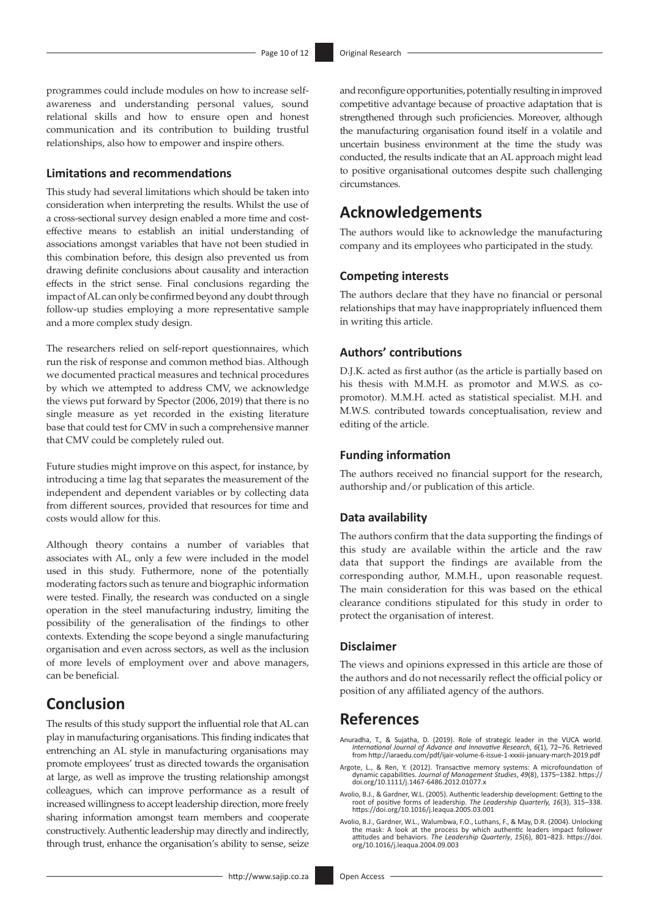programmes could include modules on how to increase self-awareness and understanding personal values, sound relational skills and how to ensure open and honest communication and its contribution to building trustful relationships, also how to empower and inspire others.

### Limitations and recommendations

This study had several limitations which should be taken into consideration when interpreting the results. Whilst the use of a cross-sectional survey design enabled a more time and cost-effective means to establish an initial understanding of associations amongst variables that have not been studied in this combination before, this design also prevented us from drawing definite conclusions about causality and interaction effects in the strict sense. Final conclusions regarding the impact of AL can only be confirmed beyond any doubt through follow-up studies employing a more representative sample and a more complex study design.

The researchers relied on self-report questionnaires, which run the risk of response and common method bias. Although we documented practical measures and technical procedures by which we attempted to address CMV, we acknowledge the views put forward by Spector (2006, 2019) that there is no single measure as yet recorded in the existing literature base that could test for CMV in such a comprehensive manner that CMV could be completely ruled out.

Future studies might improve on this aspect, for instance, by introducing a time lag that separates the measurement of the independent and dependent variables or by collecting data from different sources, provided that resources for time and costs would allow for this.

Although theory contains a number of variables that associates with AL, only a few were included in the model used in this study. Futhermore, none of the potentially moderating factors such as tenure and biographic information were tested. Finally, the research was conducted on a single operation in the steel manufacturing industry, limiting the possibility of the generalisation of the findings to other contexts. Extending the scope beyond a single manufacturing organisation and even across sectors, as well as the inclusion of more levels of employment over and above managers, can be beneficial.

## Conclusion

The results of this study support the influential role that AL can play in manufacturing organisations. This finding indicates that entrenching an AL style in manufacturing organisations may promote employees' trust as directed towards the organisation at large, as well as improve the trusting relationship amongst colleagues, which can improve performance as a result of increased willingness to accept leadership direction, more freely sharing information amongst team members and cooperate constructively. Authentic leadership may directly and indirectly, through trust, enhance the organisation's ability to sense, seize and reconfigure opportunities, potentially resulting in improved competitive advantage because of proactive adaptation that is strengthened through such proficiencies. Moreover, although the manufacturing organisation found itself in a volatile and uncertain business environment at the time the study was conducted, the results indicate that an AL approach might lead to positive organisational outcomes despite such challenging circumstances.

## Acknowledgements

The authors would like to acknowledge the manufacturing company and its employees who participated in the study.

### Competing interests

The authors declare that they have no financial or personal relationships that may have inappropriately influenced them in writing this article.

### Authors' contributions

D.J.K. acted as first author (as the article is partially based on his thesis with M.M.H. as promotor and M.W.S. as co-promotor). M.M.H. acted as statistical specialist. M.H. and M.W.S. contributed towards conceptualisation, review and editing of the article.

### Funding information

The authors received no financial support for the research, authorship and/or publication of this article.

### Data availability

The authors confirm that the data supporting the findings of this study are available within the article and the raw data that support the findings are available from the corresponding author, M.M.H., upon reasonable request. The main consideration for this was based on the ethical clearance conditions stipulated for this study in order to protect the organisation of interest.

### Disclaimer

The views and opinions expressed in this article are those of the authors and do not necessarily reflect the official policy or position of any affiliated agency of the authors.

## References

Anuradha, T., & Sujatha, D. (2019). Role of strategic leader in the VUCA world. *International Journal of Advance and Innovative Research*, *6*(1), 72–76. Retrieved from http://iaraedu.com/pdf/ijair-volume-6-issue-1-xxxiii-january-march-2019.pdf

Argote, L., & Ren, Y. (2012). Transactive memory systems: A microfoundation of dynamic capabilities. *Journal of Management Studies*, *49*(8), 1375–1382. https://doi.org/10.1111/j.1467-6486.2012.01077.x

Avolio, B.J., & Gardner, W.L. (2005). Authentic leadership development: Getting to the root of positive forms of leadership. *The Leadership Quarterly, 16*(3), 315–338. https://doi.org/10.1016/j.leaqua.2005.03.001

Avolio, B.J., Gardner, W.L., Walumbwa, F.O., Luthans, F., & May, D.R. (2004). Unlocking the mask: A look at the process by which authentic leaders impact follower attitudes and behaviors. *The Leadership Quarterly*, *15*(6), 801–823. https://doi.org/10.1016/j.leaqua.2004.09.003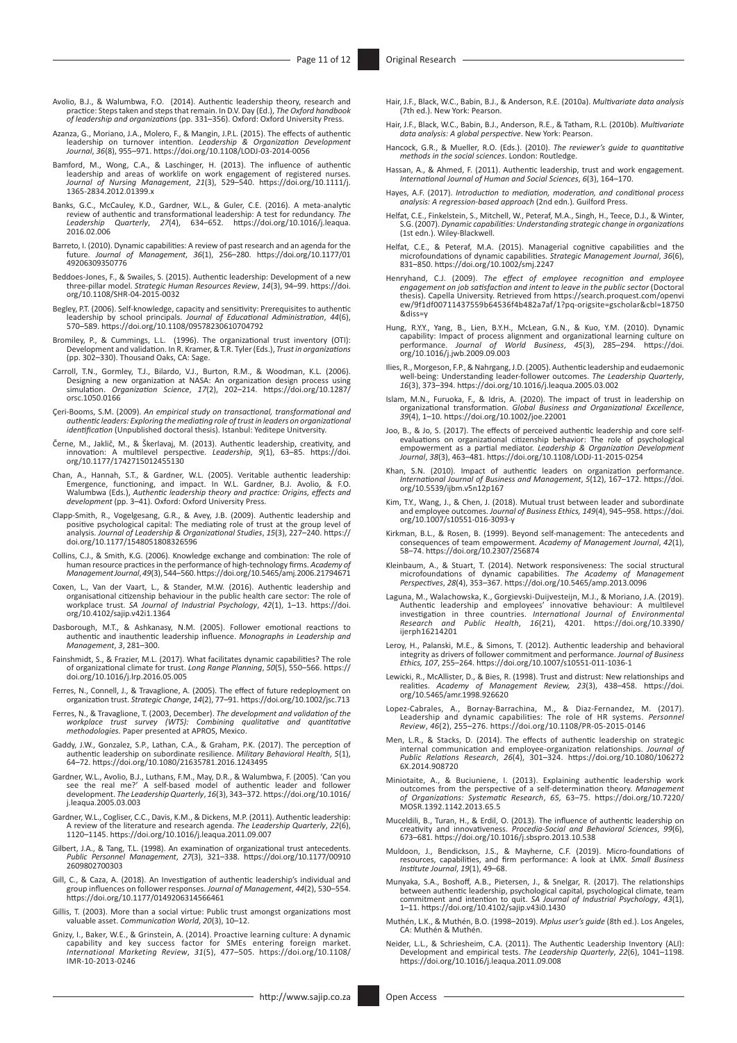Avolio, B.J., & Walumbwa, F.O. (2014). Authentic leadership theory, research and practice: Steps taken and steps that remain. In D.V. Day (Ed.), *The Oxford handbook of leadership and organizations* (pp. 331–356). Oxford: Oxford University Press.

Azanza, G., Moriano, J.A., Molero, F., & Mangin, J.P.L. (2015). The effects of authentic leadership on turnover intention. *Leadership & Organization Development Journal*, *36*(8), 955–971. https://doi.org/10.1108/LODJ-03-2014-0056

Bamford, M., Wong, C.A., & Laschinger, H. (2013). The influence of authentic leadership and areas of worklife on work engagement of registered nurses. *Journal of Nursing Management*, *21*(3), 529–540. https://doi.org/10.1111/j.1365-2834.2012.01399.x

Banks, G.C., McCauley, K.D., Gardner, W.L., & Guler, C.E. (2016). A meta-analytic review of authentic and transformational leadership: A test for redundancy. *The Leadership Quarterly*, *27*(4), 634–652. https://doi.org/10.1016/j.leaqua.2016.02.006

Barreto, I. (2010). Dynamic capabilities: A review of past research and an agenda for the future. *Journal of Management*, *36*(1), 256–280. https://doi.org/10.1177/0149206309350776

Beddoes-Jones, F., & Swailes, S. (2015). Authentic leadership: Development of a new three-pillar model. *Strategic Human Resources Review*, *14*(3), 94–99. https://doi.org/10.1108/SHR-04-2015-0032

Begley, P.T. (2006). Self-knowledge, capacity and sensitivity: Prerequisites to authentic leadership by school principals. *Journal of Educational Administration*, *44*(6), 570–589. https://doi.org/10.1108/09578230610704792

Bromiley, P., & Cummings, L.L. (1996). The organizational trust inventory (OTI): Development and validation. In R. Kramer, & T.R. Tyler (Eds.), *Trust in organizations* (pp. 302–330). Thousand Oaks, CA: Sage.

Carroll, T.N., Gormley, T.J., Bilardo, V.J., Burton, R.M., & Woodman, K.L. (2006). Designing a new organization at NASA: An organization design process using simulation. *Organization Science*, *17*(2), 202–214. https://doi.org/10.1287/orsc.1050.0166

Çeri-Booms, S.M. (2009). *An empirical study on transactional, transformational and authentic leaders: Exploring the mediating role of trust in leaders on organizational identification* (Unpublished doctoral thesis). Istanbul: Yeditepe Unitversity.

Černe, M., Jaklič, M., & Škerlavaj, M. (2013). Authentic leadership, creativity, and innovation: A multilevel perspective. *Leadership*, *9*(1), 63–85. https://doi.org/10.1177/1742715012455130

Chan, A., Hannah, S.T., & Gardner, W.L. (2005). Veritable authentic leadership: Emergence, functioning, and impact. In W.L. Gardner, B.J. Avolio, & F.O. Walumbwa (Eds.), *Authentic leadership theory and practice: Origins, effects and development* (pp. 3–41). Oxford: Oxford University Press.

Clapp-Smith, R., Vogelgesang, G.R., & Avey, J.B. (2009). Authentic leadership and positive psychological capital: The mediating role of trust at the group level of analysis. *Journal of Leadership & Organizational Studies*, *15*(3), 227–240. https://doi.org/10.1177/1548051808326596

Collins, C.J., & Smith, K.G. (2006). Knowledge exchange and combination: The role of human resource practices in the performance of high-technology firms. *Academy of Management Journal*, *49*(3), 544–560. https://doi.org/10.5465/amj.2006.21794671

Coxen, L., Van der Vaart, L., & Stander, M.W. (2016). Authentic leadership and organisational citizenship behaviour in the public health care sector: The role of workplace trust. *SA Journal of Industrial Psychology*, *42*(1), 1–13. https://doi.org/10.4102/sajip.v42i1.1364

Dasborough, M.T., & Ashkanasy, N.M. (2005). Follower emotional reactions to authentic and inauthentic leadership influence. *Monographs in Leadership and Management*, *3*, 281–300.

Fainshmidt, S., & Frazier, M.L. (2017). What facilitates dynamic capabilities? The role of organizational climate for trust. *Long Range Planning*, *50*(5), 550–566. https://doi.org/10.1016/j.lrp.2016.05.005

Ferres, N., Connell, J., & Travaglione, A. (2005). The effect of future redeployment on organization trust. *Strategic Change*, *14*(2), 77–91. https://doi.org/10.1002/jsc.713

Ferres, N., & Travaglione, T. (2003, December). *The development and validation of the workplace trust survey (WTS): Combining qualitative and quantitative methodologies.* Paper presented at APROS, Mexico.

Gaddy, J.W., Gonzalez, S.P., Lathan, C.A., & Graham, P.K. (2017). The perception of authentic leadership on subordinate resilience. *Military Behavioral Health*, *5*(1), 64–72. https://doi.org/10.1080/21635781.2016.1243495

Gardner, W.L., Avolio, B.J., Luthans, F.M., May, D.R., & Walumbwa, F. (2005). 'Can you see the real me?' A self-based model of authentic leader and follower development. *The Leadership Quarterly*, *16*(3), 343–372. https://doi.org/10.1016/j.leaqua.2005.03.003

Gardner, W.L., Cogliser, C.C., Davis, K.M., & Dickens, M.P. (2011). Authentic leadership: A review of the literature and research agenda. *The Leadership Quarterly*, *22*(6), 1120–1145. https://doi.org/10.1016/j.leaqua.2011.09.007

Gilbert, J.A., & Tang, T.L. (1998). An examination of organizational trust antecedents. *Public Personnel Management*, *27*(3), 321–338. https://doi.org/10.1177/009102609802700303

Gill, C., & Caza, A. (2018). An Investigation of authentic leadership's individual and group influences on follower responses. *Journal of Management*, *44*(2), 530–554. https://doi.org/10.1177/0149206314566461

Gillis, T. (2003). More than a social virtue: Public trust amongst organizations most valuable asset. *Communication World*, *20*(3), 10–12.

Gnizy, I., Baker, W.E., & Grinstein, A. (2014). Proactive learning culture: A dynamic capability and key success factor for SMEs entering foreign market. *International Marketing Review*, *31*(5), 477–505. https://doi.org/10.1108/IMR-10-2013-0246

Hair, J.F., Black, W.C., Babin, B.J., & Anderson, R.E. (2010a). *Multivariate data analysis* (7th ed.). New York: Pearson.

Hair, J.F., Black, W.C., Babin, B.J., Anderson, R.E., & Tatham, R.L. (2010b). *Multivariate data analysis: A global perspective*. New York: Pearson.

Hancock, G.R., & Mueller, R.O. (Eds.). (2010). *The reviewer's guide to quantitative methods in the social sciences*. London: Routledge.

Hassan, A., & Ahmed, F. (2011). Authentic leadership, trust and work engagement. *International Journal of Human and Social Sciences*, *6*(3), 164–170.

Hayes, A.F. (2017). *Introduction to mediation, moderation, and conditional process analysis: A regression-based approach* (2nd edn.). Guilford Press.

Helfat, C.E., Finkelstein, S., Mitchell, W., Peteraf, M.A., Singh, H., Teece, D.J., & Winter, S.G. (2007). *Dynamic capabilities: Understanding strategic change in organizations* (1st edn.). Wiley-Blackwell.

Helfat, C.E., & Peteraf, M.A. (2015). Managerial cognitive capabilities and the microfoundations of dynamic capabilities. *Strategic Management Journal*, *36*(6), 831–850. https://doi.org/10.1002/smj.2247

Henryhand, C.J. (2009). *The effect of employee recognition and employee engagement on job satisfaction and intent to leave in the public sector* (Doctoral thesis). Capella University. Retrieved from https://search.proquest.com/openview/9f1df00711437559b64536f4b482a7af/1?pq-origsite=gscholar&cbl=18750&diss=y

Hung, R.Y.Y., Yang, B., Lien, B.Y.H., McLean, G.N., & Kuo, Y.M. (2010). Dynamic capability: Impact of process alignment and organizational learning culture on performance. *Journal of World Business*, *45*(3), 285–294. https://doi.org/10.1016/j.jwb.2009.09.003

Ilies, R., Morgeson, F.P., & Nahrgang, J.D. (2005). Authentic leadership and eudaemonic well-being: Understanding leader-follower outcomes. *The Leadership Quarterly*, *16*(3), 373–394. https://doi.org/10.1016/j.leaqua.2005.03.002

Islam, M.N., Furuoka, F., & Idris, A. (2020). The impact of trust in leadership on organizational transformation. *Global Business and Organizational Excellence*, *39*(4), 1–10. https://doi.org/10.1002/joe.22001

Joo, B., & Jo, S. (2017). The effects of perceived authentic leadership and core self-evaluations on organizational citizenship behavior: The role of psychological empowerment as a partial mediator. *Leadership & Organization Development Journal*, *38*(3), 463–481. https://doi.org/10.1108/LODJ-11-2015-0254

Khan, S.N. (2010). Impact of authentic leaders on organization performance. *International Journal of Business and Management*, *5*(12), 167–172. https://doi.org/10.5539/ijbm.v5n12p167

Kim, T.Y., Wang, J., & Chen, J. (2018). Mutual trust between leader and subordinate and employee outcomes. *Journal of Business Ethics, 149*(4), 945–958. https://doi.org/10.1007/s10551-016-3093-y

Kirkman, B.L., & Rosen, B. (1999). Beyond self-management: The antecedents and consequences of team empowerment. *Academy of Management Journal*, *42*(1), 58–74. https://doi.org/10.2307/256874

Kleinbaum, A., & Stuart, T. (2014). Network responsiveness: The social structural microfoundations of dynamic capabilities. *The Academy of Management Perspectives*, *28*(4), 353–367. https://doi.org/10.5465/amp.2013.0096

Laguna, M., Walachowska, K., Gorgievski-Duijvesteijn, M.J., & Moriano, J.A. (2019). Authentic leadership and employees' innovative behaviour: A multilevel investigation in three countries. *International Journal of Environmental Research and Public Health*, *16*(21), 4201. https://doi.org/10.3390/ijerph16214201

Leroy, H., Palanski, M.E., & Simons, T. (2012). Authentic leadership and behavioral integrity as drivers of follower commitment and performance. *Journal of Business Ethics, 107*, 255–264. https://doi.org/10.1007/s10551-011-1036-1

Lewicki, R., McAllister, D., & Bies, R. (1998). Trust and distrust: New relationships and realities. *Academy of Management Review, 23*(3), 438–458. https://doi.org/10.5465/amr.1998.926620

Lopez-Cabrales, A., Bornay-Barrachina, M., & Diaz-Fernandez, M. (2017). Leadership and dynamic capabilities: The role of HR systems. *Personnel Review*, *46*(2), 255–276. https://doi.org/10.1108/PR-05-2015-0146

Men, L.R., & Stacks, D. (2014). The effects of authentic leadership on strategic internal communication and employee-organization relationships. *Journal of Public Relations Research*, *26*(4), 301–324. https://doi.org/10.1080/1062726X.2014.908720

Miniotaite, A., & Buciuniene, I. (2013). Explaining authentic leadership work outcomes from the perspective of a self-determination theory. *Management of Organizations: Systematic Research*, *65,* 63–75. https://doi.org/10.7220/MOSR.1392.1142.2013.65.5

Muceldili, B., Turan, H., & Erdil, O. (2013). The influence of authentic leadership on creativity and innovativeness. *Procedia-Social and Behavioral Sciences*, *99*(6), 673–681. https://doi.org/10.1016/j.sbspro.2013.10.538

Muldoon, J., Bendickson, J.S., & Mayherne, C.F. (2019). Micro-foundations of resources, capabilities, and firm performance: A look at LMX. *Small Business Institute Journal*, *19*(1), 49–68.

Munyaka, S.A., Boshoff, A.B., Pietersen, J., & Snelgar, R. (2017). The relationships between authentic leadership, psychological capital, psychological climate, team commitment and intention to quit. *SA Journal of Industrial Psychology*, *43*(1), 1–11. https://doi.org/10.4102/sajip.v43i0.1430

Muthén, L.K., & Muthén, B.O. (1998–2019). *Mplus user's guide* (8th ed.). Los Angeles, CA: Muthén & Muthén.

Neider, L.L., & Schriesheim, C.A. (2011). The Authentic Leadership Inventory (ALI): Development and empirical tests. *The Leadership Quarterly*, *22*(6), 1041–1198. https://doi.org/10.1016/j.leaqua.2011.09.008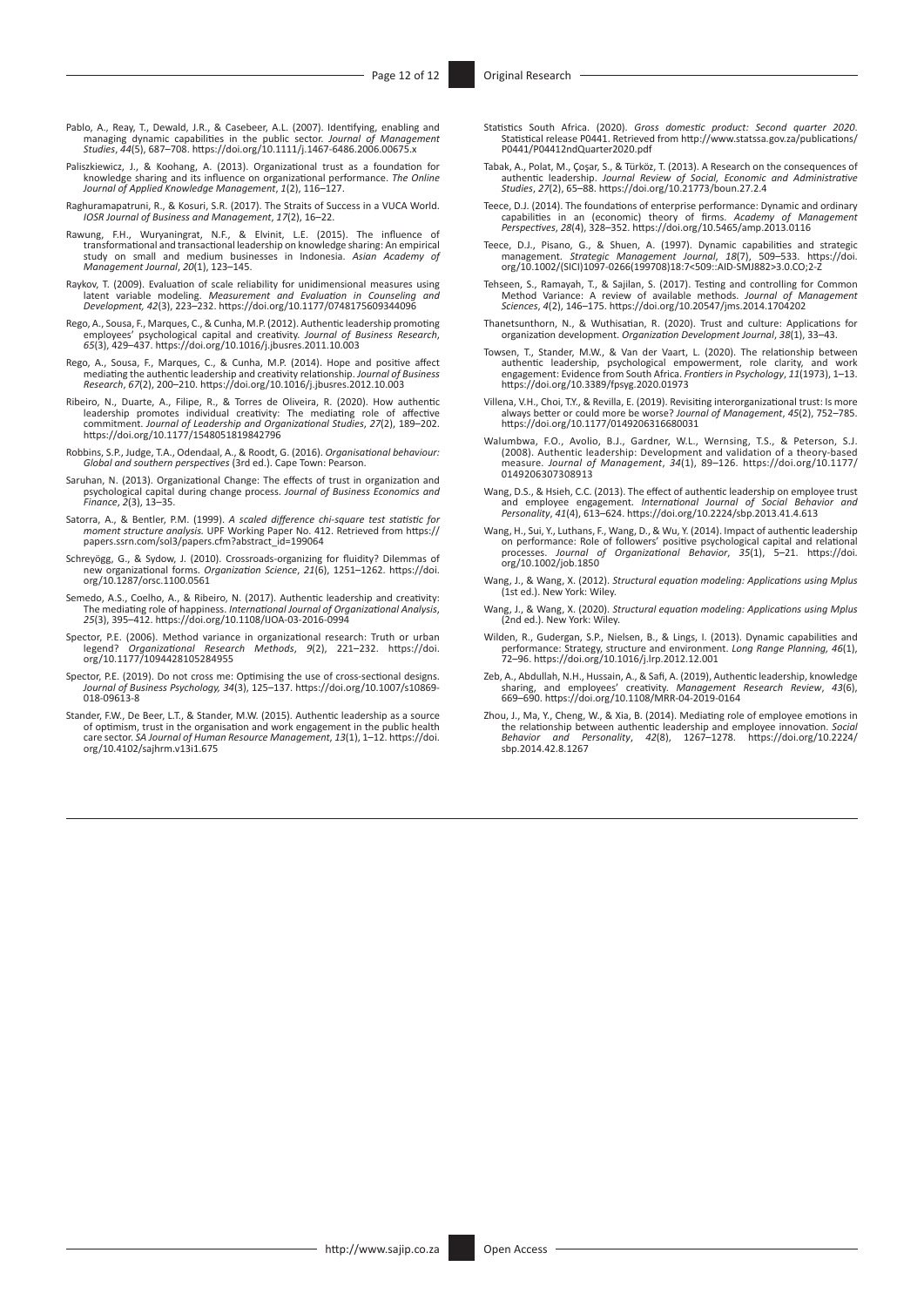Pablo, A., Reay, T., Dewald, J.R., & Casebeer, A.L. (2007). Identifying, enabling and managing dynamic capabilities in the public sector. *Journal of Management Studies*, *44*(5), 687–708. https://doi.org/10.1111/j.1467-6486.2006.00675.x

Paliszkiewicz, J., & Koohang, A. (2013). Organizational trust as a foundation for knowledge sharing and its influence on organizational performance. *The Online Journal of Applied Knowledge Management*, *1*(2), 116–127.

Raghuramapatruni, R., & Kosuri, S.R. (2017). The Straits of Success in a VUCA World. *IOSR Journal of Business and Management*, *17*(2), 16–22.

Rawung, F.H., Wuryaningrat, N.F., & Elvinit, L.E. (2015). The influence of transformational and transactional leadership on knowledge sharing: An empirical study on small and medium businesses in Indonesia. *Asian Academy of Management Journal*, *20*(1), 123–145.

Raykov, T. (2009). Evaluation of scale reliability for unidimensional measures using latent variable modeling. *Measurement and Evaluation in Counseling and Development, 42*(3), 223–232. https://doi.org/10.1177/0748175609344096

Rego, A., Sousa, F., Marques, C., & Cunha, M.P. (2012). Authentic leadership promoting employees' psychological capital and creativity. *Journal of Business Research*, *65*(3), 429–437. https://doi.org/10.1016/j.jbusres.2011.10.003

Rego, A., Sousa, F., Marques, C., & Cunha, M.P. (2014). Hope and positive affect mediating the authentic leadership and creativity relationship. *Journal of Business Research*, *67*(2), 200–210. https://doi.org/10.1016/j.jbusres.2012.10.003

Ribeiro, N., Duarte, A., Filipe, R., & Torres de Oliveira, R. (2020). How authentic leadership promotes individual creativity: The mediating role of affective commitment. *Journal of Leadership and Organizational Studies*, *27*(2), 189–202. https://doi.org/10.1177/1548051819842796

Robbins, S.P., Judge, T.A., Odendaal, A., & Roodt, G. (2016). *Organisational behaviour: Global and southern perspectives* (3rd ed.). Cape Town: Pearson.

Saruhan, N. (2013). Organizational Change: The effects of trust in organization and psychological capital during change process. *Journal of Business Economics and Finance*, *2*(3), 13–35.

Satorra, A., & Bentler, P.M. (1999). *A scaled difference chi-square test statistic for moment structure analysis.* UPF Working Paper No. 412. Retrieved from https://papers.ssrn.com/sol3/papers.cfm?abstract_id=199064

Schreyögg, G., & Sydow, J. (2010). Crossroads-organizing for fluidity? Dilemmas of new organizational forms. *Organization Science*, *21*(6), 1251–1262. https://doi.org/10.1287/orsc.1100.0561

Semedo, A.S., Coelho, A., & Ribeiro, N. (2017). Authentic leadership and creativity: The mediating role of happiness. *International Journal of Organizational Analysis*, *25*(3), 395–412. https://doi.org/10.1108/IJOA-03-2016-0994

Spector, P.E. (2006). Method variance in organizational research: Truth or urban legend? *Organizational Research Methods*, *9*(2), 221–232. https://doi.org/10.1177/1094428105284955

Spector, P.E. (2019). Do not cross me: Optimising the use of cross-sectional designs. *Journal of Business Psychology, 34*(3), 125–137. https://doi.org/10.1007/s10869-018-09613-8

Stander, F.W., De Beer, L.T., & Stander, M.W. (2015). Authentic leadership as a source of optimism, trust in the organisation and work engagement in the public health care sector. *SA Journal of Human Resource Management*, *13*(1), 1–12. https://doi.org/10.4102/sajhrm.v13i1.675

Statistics South Africa. (2020). *Gross domestic product: Second quarter 2020*. Statistical release P0441. Retrieved from http://www.statssa.gov.za/publications/P0441/P04412ndQuarter2020.pdf

Tabak, A., Polat, M., Çoşar, S., & Türköz, T. (2013). A Research on the consequences of authentic leadership. *Journal Review of Social, Economic and Administrative Studies*, *27*(2), 65–88. https://doi.org/10.21773/boun.27.2.4

Teece, D.J. (2014). The foundations of enterprise performance: Dynamic and ordinary capabilities in an (economic) theory of firms. *Academy of Management Perspectives*, *28*(4), 328–352. https://doi.org/10.5465/amp.2013.0116

Teece, D.J., Pisano, G., & Shuen, A. (1997). Dynamic capabilities and strategic management. *Strategic Management Journal*, *18*(7), 509–533. https://doi.org/10.1002/(SICI)1097-0266(199708)18:7<509::AID-SMJ882>3.0.CO;2-Z

Tehseen, S., Ramayah, T., & Sajilan, S. (2017). Testing and controlling for Common Method Variance: A review of available methods. *Journal of Management Sciences*, *4*(2), 146–175. https://doi.org/10.20547/jms.2014.1704202

Thanetsunthorn, N., & Wuthisatian, R. (2020). Trust and culture: Applications for organization development. *Organization Development Journal*, *38*(1), 33–43.

Towsen, T., Stander, M.W., & Van der Vaart, L. (2020). The relationship between authentic leadership, psychological empowerment, role clarity, and work engagement: Evidence from South Africa. *Frontiers in Psychology*, *11*(1973), 1–13. https://doi.org/10.3389/fpsyg.2020.01973

Villena, V.H., Choi, T.Y., & Revilla, E. (2019). Revisiting interorganizational trust: Is more always better or could more be worse? *Journal of Management*, *45*(2), 752–785. https://doi.org/10.1177/0149206316680031

Walumbwa, F.O., Avolio, B.J., Gardner, W.L., Wernsing, T.S., & Peterson, S.J. (2008). Authentic leadership: Development and validation of a theory-based measure. *Journal of Management*, *34*(1), 89–126. https://doi.org/10.1177/0149206307308913

Wang, D.S., & Hsieh, C.C. (2013). The effect of authentic leadership on employee trust and employee engagement. *International Journal of Social Behavior and Personality*, *41*(4), 613–624. https://doi.org/10.2224/sbp.2013.41.4.613

Wang, H., Sui, Y., Luthans, F., Wang, D., & Wu, Y. (2014). Impact of authentic leadership on performance: Role of followers' positive psychological capital and relational processes. *Journal of Organizational Behavior*, *35*(1), 5–21. https://doi.org/10.1002/job.1850

Wang, J., & Wang, X. (2012). *Structural equation modeling: Applications using Mplus* (1st ed.). New York: Wiley.

Wang, J., & Wang, X. (2020). *Structural equation modeling: Applications using Mplus* (2nd ed.). New York: Wiley.

Wilden, R., Gudergan, S.P., Nielsen, B., & Lings, I. (2013). Dynamic capabilities and performance: Strategy, structure and environment. *Long Range Planning, 46*(1), 72–96. https://doi.org/10.1016/j.lrp.2012.12.001

Zeb, A., Abdullah, N.H., Hussain, A., & Safi, A. (2019), Authentic leadership, knowledge sharing, and employees' creativity. *Management Research Review*, *43*(6), 669–690. https://doi.org/10.1108/MRR-04-2019-0164

Zhou, J., Ma, Y., Cheng, W., & Xia, B. (2014). Mediating role of employee emotions in the relationship between authentic leadership and employee innovation. *Social Behavior and Personality*, *42*(8), 1267–1278. https://doi.org/10.2224/sbp.2014.42.8.1267